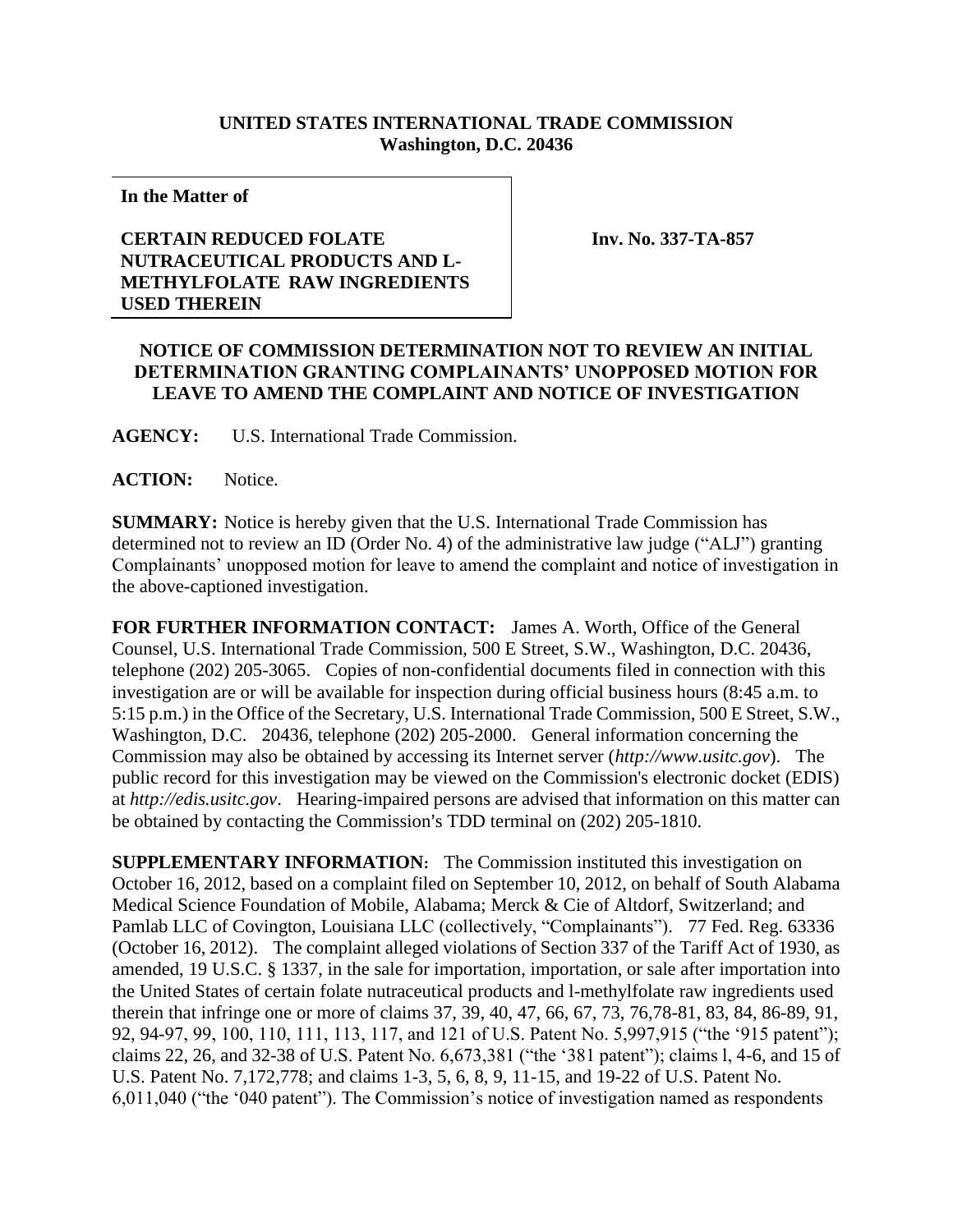**UNITED STATES INTERNATIONAL TRADE COMMISSION**
**Washington, D.C. 20436**

| **In the Matter of** **CERTAIN REDUCED FOLATE NUTRACEUTICAL PRODUCTS AND L-METHYLFOLATE RAW INGREDIENTS USED THEREIN** | **Inv. No. 337-TA-857** |
|---|---|

**NOTICE OF COMMISSION DETERMINATION NOT TO REVIEW AN INITIAL DETERMINATION GRANTING COMPLAINANTS' UNOPPOSED MOTION FOR LEAVE TO AMEND THE COMPLAINT AND NOTICE OF INVESTIGATION**

**AGENCY:** U.S. International Trade Commission.

**ACTION:** Notice.

**SUMMARY:** Notice is hereby given that the U.S. International Trade Commission has determined not to review an ID (Order No. 4) of the administrative law judge ("ALJ") granting Complainants' unopposed motion for leave to amend the complaint and notice of investigation in the above-captioned investigation.

**FOR FURTHER INFORMATION CONTACT:** James A. Worth, Office of the General Counsel, U.S. International Trade Commission, 500 E Street, S.W., Washington, D.C. 20436, telephone (202) 205-3065. Copies of non-confidential documents filed in connection with this investigation are or will be available for inspection during official business hours (8:45 a.m. to 5:15 p.m.) in the Office of the Secretary, U.S. International Trade Commission, 500 E Street, S.W., Washington, D.C. 20436, telephone (202) 205-2000. General information concerning the Commission may also be obtained by accessing its Internet server (*http://www.usitc.gov*). The public record for this investigation may be viewed on the Commission's electronic docket (EDIS) at *http://edis.usitc.gov*. Hearing-impaired persons are advised that information on this matter can be obtained by contacting the Commission's TDD terminal on (202) 205-1810.

**SUPPLEMENTARY INFORMATION:** The Commission instituted this investigation on October 16, 2012, based on a complaint filed on September 10, 2012, on behalf of South Alabama Medical Science Foundation of Mobile, Alabama; Merck & Cie of Altdorf, Switzerland; and Pamlab LLC of Covington, Louisiana LLC (collectively, "Complainants"). 77 Fed. Reg. 63336 (October 16, 2012). The complaint alleged violations of Section 337 of the Tariff Act of 1930, as amended, 19 U.S.C. § 1337, in the sale for importation, importation, or sale after importation into the United States of certain folate nutraceutical products and l-methylfolate raw ingredients used therein that infringe one or more of claims 37, 39, 40, 47, 66, 67, 73, 76,78-81, 83, 84, 86-89, 91, 92, 94-97, 99, 100, 110, 111, 113, 117, and 121 of U.S. Patent No. 5,997,915 ("the '915 patent"); claims 22, 26, and 32-38 of U.S. Patent No. 6,673,381 ("the '381 patent"); claims l, 4-6, and 15 of U.S. Patent No. 7,172,778; and claims 1-3, 5, 6, 8, 9, 11-15, and 19-22 of U.S. Patent No. 6,011,040 ("the '040 patent"). The Commission's notice of investigation named as respondents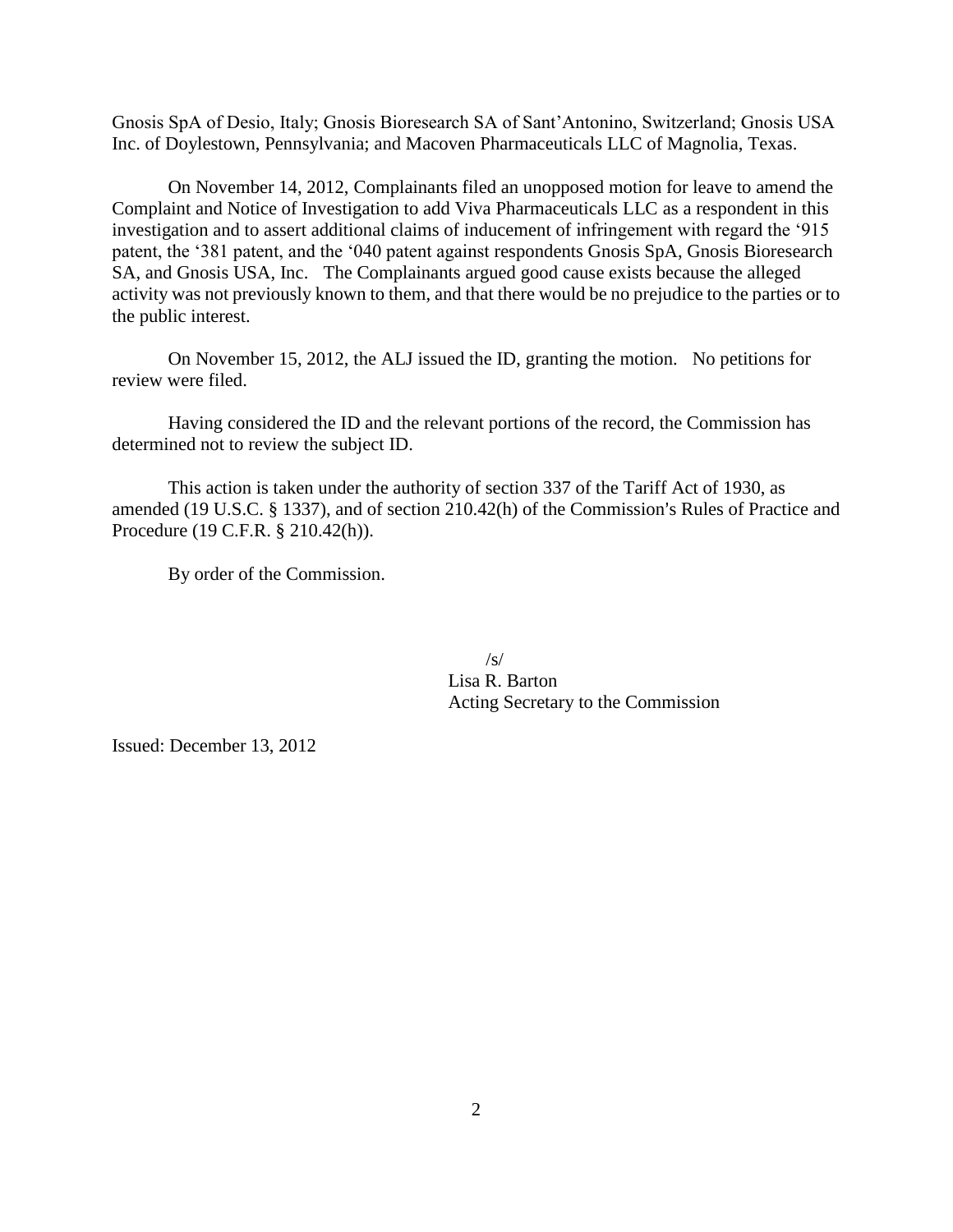Gnosis SpA of Desio, Italy; Gnosis Bioresearch SA of Sant'Antonino, Switzerland; Gnosis USA Inc. of Doylestown, Pennsylvania; and Macoven Pharmaceuticals LLC of Magnolia, Texas.

On November 14, 2012, Complainants filed an unopposed motion for leave to amend the Complaint and Notice of Investigation to add Viva Pharmaceuticals LLC as a respondent in this investigation and to assert additional claims of inducement of infringement with regard the '915 patent, the '381 patent, and the '040 patent against respondents Gnosis SpA, Gnosis Bioresearch SA, and Gnosis USA, Inc. The Complainants argued good cause exists because the alleged activity was not previously known to them, and that there would be no prejudice to the parties or to the public interest.

On November 15, 2012, the ALJ issued the ID, granting the motion. No petitions for review were filed.

Having considered the ID and the relevant portions of the record, the Commission has determined not to review the subject ID.

This action is taken under the authority of section 337 of the Tariff Act of 1930, as amended (19 U.S.C. § 1337), and of section 210.42(h) of the Commission's Rules of Practice and Procedure (19 C.F.R. § 210.42(h)).

By order of the Commission.

/s/
Lisa R. Barton
Acting Secretary to the Commission

Issued: December 13, 2012